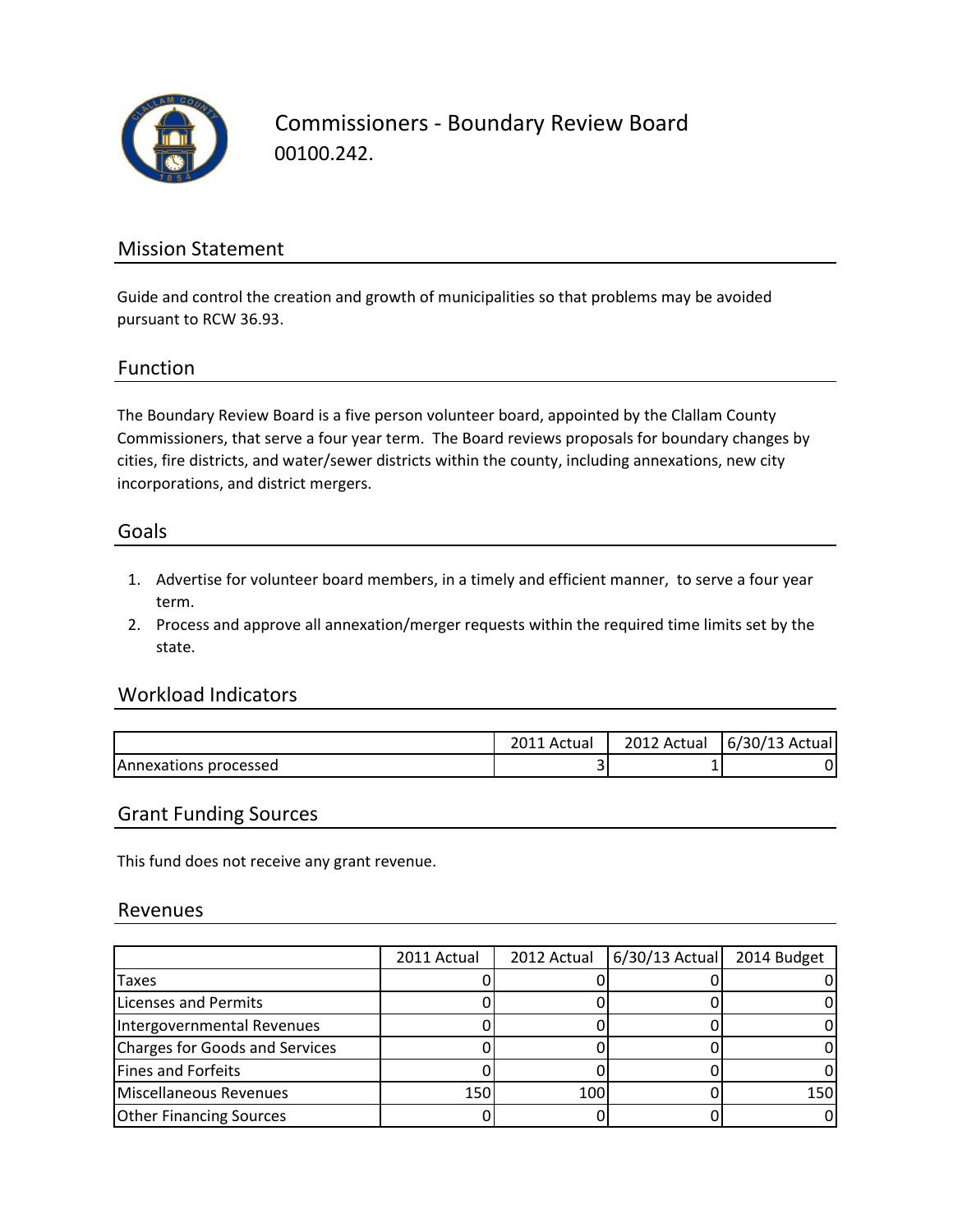# Commissioners - Boundary Review Board

00100.242.

## Mission Statement

Guide and control the creation and growth of municipalities so that problems may be avoided pursuant to RCW 36.93.

## Function

The Boundary Review Board is a five person volunteer board, appointed by the Clallam County Commissioners, that serve a four year term. The Board reviews proposals for boundary changes by cities, fire districts, and water/sewer districts within the county, including annexations, new city incorporations, and district mergers.

## Goals

1. Advertise for volunteer board members, in a timely and efficient manner, to serve a four year term.
2. Process and approve all annexation/merger requests within the required time limits set by the state.

## Workload Indicators

| | 2011 Actual | 2012 Actual | 6/30/13 Actual |
|---|---|---|---|
| Annexations processed | 3 | 1 | 0 |

## Grant Funding Sources

This fund does not receive any grant revenue.

## Revenues

| | 2011 Actual | 2012 Actual | 6/30/13 Actual | 2014 Budget |
|---|---|---|---|---|
| Taxes | 0 | 0 | 0 | 0 |
| Licenses and Permits | 0 | 0 | 0 | 0 |
| Intergovernmental Revenues | 0 | 0 | 0 | 0 |
| Charges for Goods and Services | 0 | 0 | 0 | 0 |
| Fines and Forfeits | 0 | 0 | 0 | 0 |
| Miscellaneous Revenues | 150 | 100 | 0 | 150 |
| Other Financing Sources | 0 | 0 | 0 | 0 |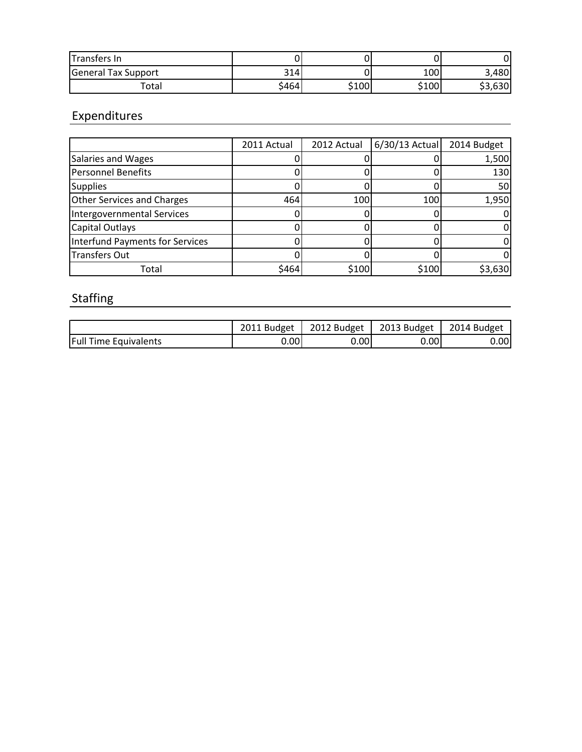| | | | | |
|---|---|---|---|---|
| Transfers In | 0 | 0 | 0 | 0 |
| General Tax Support | 314 | 0 | 100 | 3,480 |
| Total | $464 | $100 | $100 | $3,630 |

## Expenditures

| | 2011 Actual | 2012 Actual | 6/30/13 Actual | 2014 Budget |
|---|---|---|---|---|
| Salaries and Wages | 0 | 0 | 0 | 1,500 |
| Personnel Benefits | 0 | 0 | 0 | 130 |
| Supplies | 0 | 0 | 0 | 50 |
| Other Services and Charges | 464 | 100 | 100 | 1,950 |
| Intergovernmental Services | 0 | 0 | 0 | 0 |
| Capital Outlays | 0 | 0 | 0 | 0 |
| Interfund Payments for Services | 0 | 0 | 0 | 0 |
| Transfers Out | 0 | 0 | 0 | 0 |
| Total | $464 | $100 | $100 | $3,630 |

## Staffing

| | 2011 Budget | 2012 Budget | 2013 Budget | 2014 Budget |
|---|---|---|---|---|
| Full Time Equivalents | 0.00 | 0.00 | 0.00 | 0.00 |